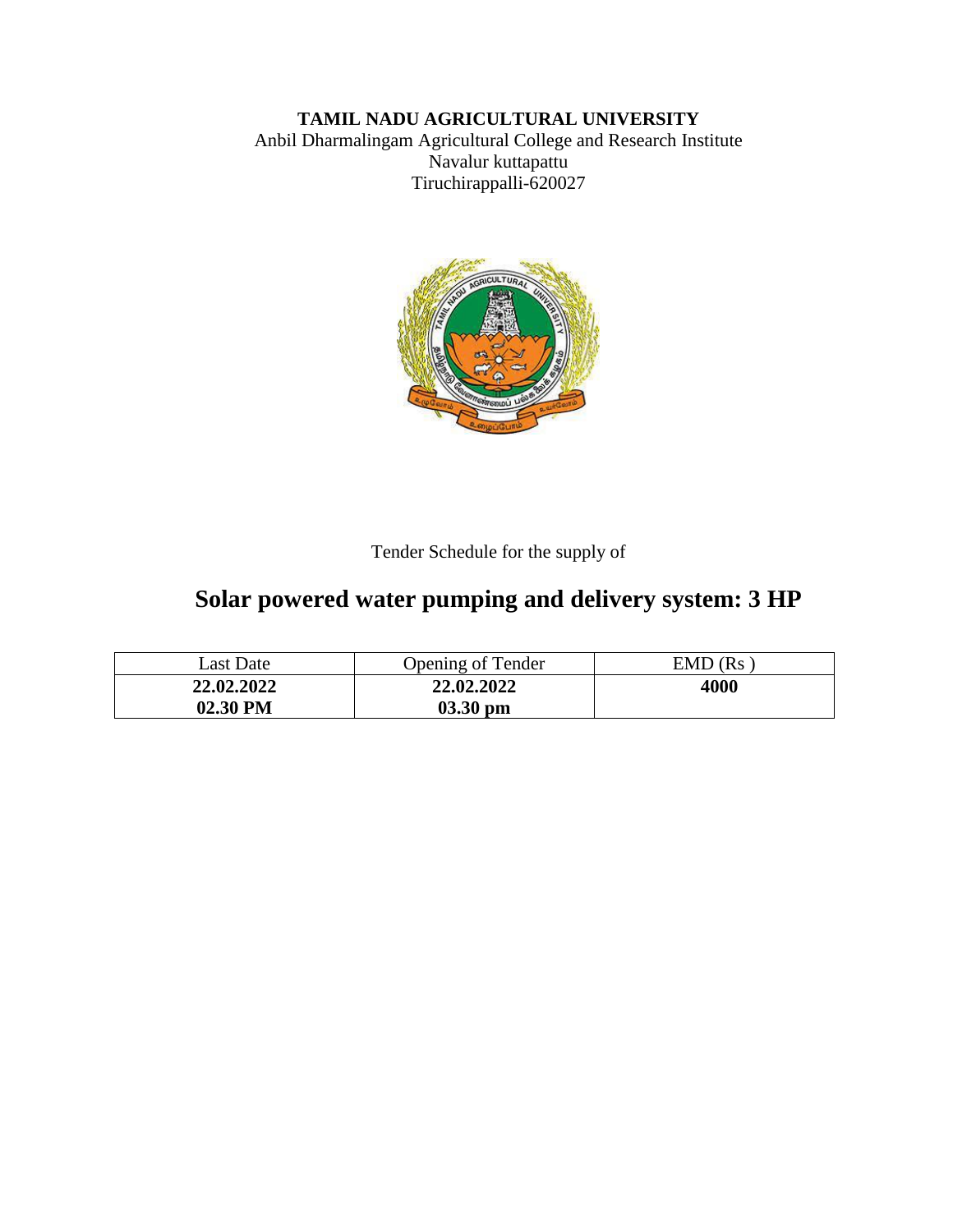**TAMIL NADU AGRICULTURAL UNIVERSITY**

Anbil Dharmalingam Agricultural College and Research Institute

Navalur kuttapattu

Tiruchirappalli-620027

Tender Schedule for the supply of

# Solar powered water pumping and delivery system: 3 HP

| Last Date | Opening of Tender | EMD (Rs ) |
|---|---|---|
| **22.02.2022**<br>**02.30 PM** | **22.02.2022**<br>**03.30 pm** | **4000** |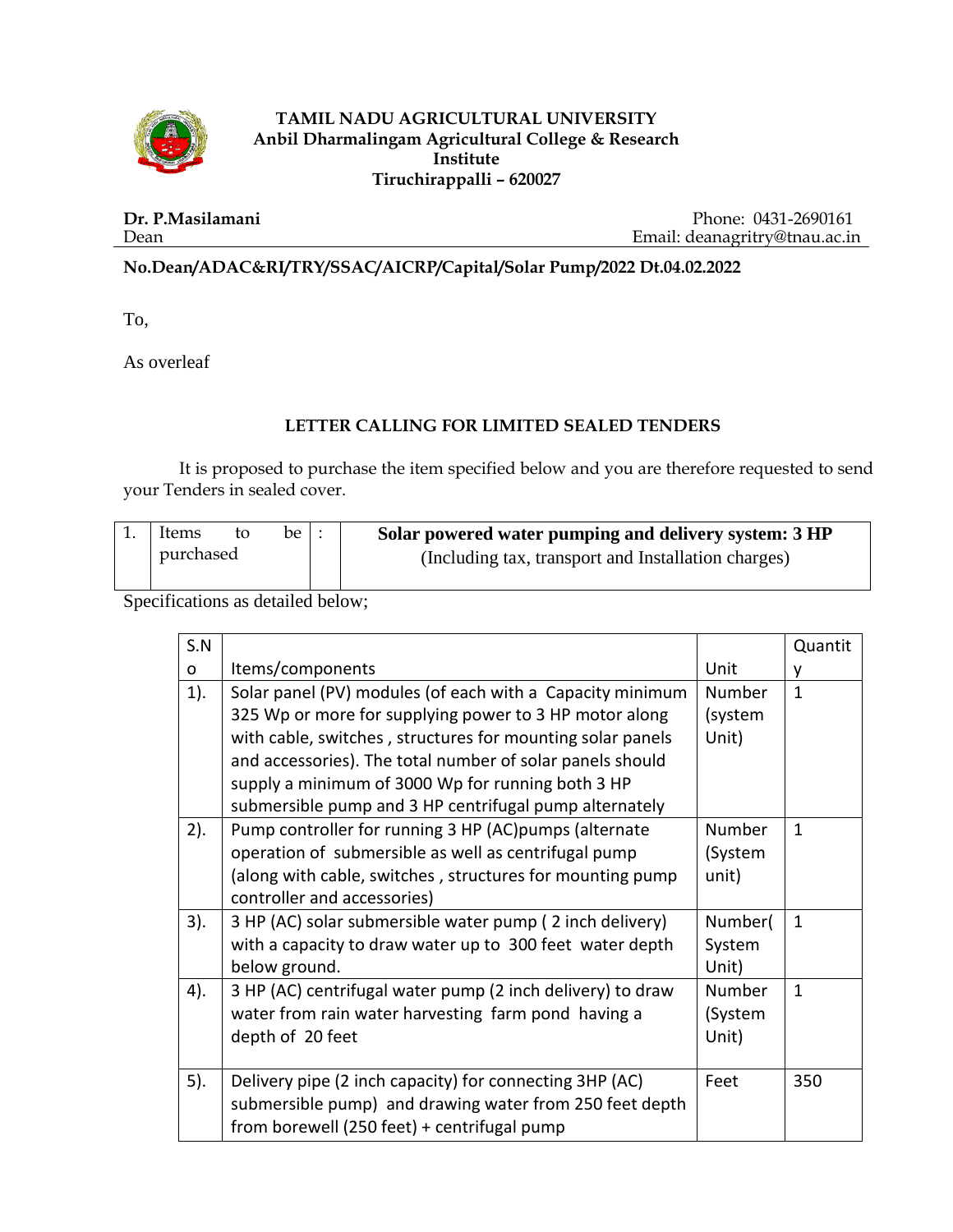**TAMIL NADU AGRICULTURAL UNIVERSITY**
**Anbil Dharmalingam Agricultural College & Research Institute**
**Tiruchirappalli – 620027**

**Dr. P.Masilamani**
Dean

Phone: 0431-2690161
Email: deanagritry@tnau.ac.in

**No.Dean/ADAC&RI/TRY/SSAC/AICRP/Capital/Solar Pump/2022 Dt.04.02.2022**

To,

As overleaf

## LETTER CALLING FOR LIMITED SEALED TENDERS

It is proposed to purchase the item specified below and you are therefore requested to send your Tenders in sealed cover.

| 1. | Items to be purchased | : | **Solar powered water pumping and delivery system: 3 HP** (Including tax, transport and Installation charges) |
|---|---|---|---|

Specifications as detailed below;

| S.No | Items/components | Unit | Quantity |
|---|---|---|---|
| 1). | Solar panel (PV) modules (of each with a Capacity minimum 325 Wp or more for supplying power to 3 HP motor along with cable, switches , structures for mounting solar panels and accessories). The total number of solar panels should supply a minimum of 3000 Wp for running both 3 HP submersible pump and 3 HP centrifugal pump alternately | Number (system Unit) | 1 |
| 2). | Pump controller for running 3 HP (AC)pumps (alternate operation of submersible as well as centrifugal pump (along with cable, switches , structures for mounting pump controller and accessories) | Number (System unit) | 1 |
| 3). | 3 HP (AC) solar submersible water pump ( 2 inch delivery) with a capacity to draw water up to 300 feet water depth below ground. | Number( System Unit) | 1 |
| 4). | 3 HP (AC) centrifugal water pump (2 inch delivery) to draw water from rain water harvesting farm pond having a depth of 20 feet | Number (System Unit) | 1 |
| 5). | Delivery pipe (2 inch capacity) for connecting 3HP (AC) submersible pump) and drawing water from 250 feet depth from borewell (250 feet) + centrifugal pump | Feet | 350 |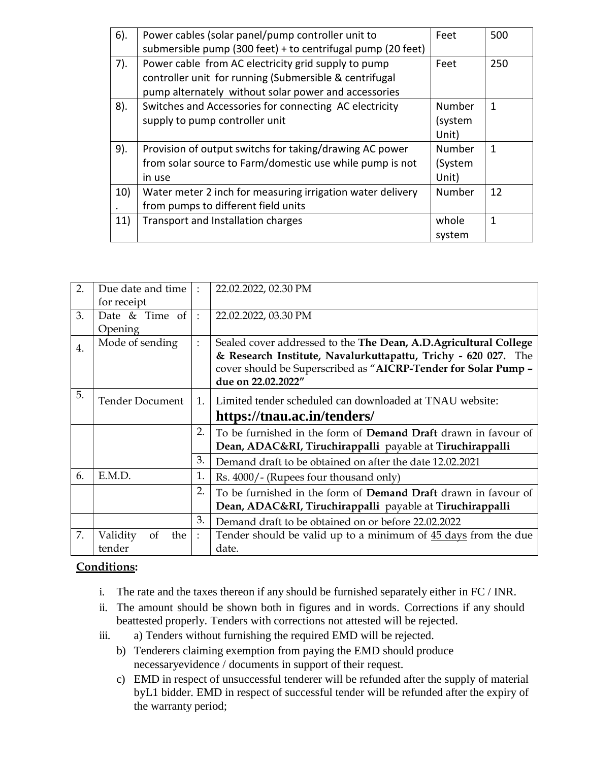| 6). | Power cables (solar panel/pump controller unit to submersible pump (300 feet) + to centrifugal pump (20 feet) | Feet | 500 |
|---|---|---|---|
| 7). | Power cable from AC electricity grid supply to pump controller unit for running (Submersible & centrifugal pump alternately without solar power and accessories | Feet | 250 |
| 8). | Switches and Accessories for connecting AC electricity supply to pump controller unit | Number (system Unit) | 1 |
| 9). | Provision of output switchs for taking/drawing AC power from solar source to Farm/domestic use while pump is not in use | Number (System Unit) | 1 |
| 10). | Water meter 2 inch for measuring irrigation water delivery from pumps to different field units | Number | 12 |
| 11) | Transport and Installation charges | whole system | 1 |

| 2. | Due date and time for receipt | : | 22.02.2022, 02.30 PM |
|---|---|---|---|
| 3. | Date & Time of Opening | : | 22.02.2022, 03.30 PM |
| 4. | Mode of sending | : | Sealed cover addressed to the **The Dean, A.D.Agricultural College & Research Institute, Navalurkuttapattu, Trichy - 620 027.** The cover should be Superscribed as "**AICRP-Tender for Solar Pump – due on 22.02.2022"** |
| 5. | Tender Document | 1. | Limited tender scheduled can downloaded at TNAU website: **https://tnau.ac.in/tenders/** |
| | | 2. | To be furnished in the form of **Demand Draft** drawn in favour of **Dean, ADAC&RI, Tiruchirappalli** payable at **Tiruchirappalli** |
| | | 3. | Demand draft to be obtained on after the date 12.02.2021 |
| 6. | E.M.D. | 1. | Rs. 4000/- (Rupees four thousand only) |
| | | 2. | To be furnished in the form of **Demand Draft** drawn in favour of **Dean, ADAC&RI, Tiruchirappalli** payable at **Tiruchirappalli** |
| | | 3. | Demand draft to be obtained on or before 22.02.2022 |
| 7. | Validity of the tender | : | Tender should be valid up to a minimum of 45 days from the due date. |

**Conditions:**

i. The rate and the taxes thereon if any should be furnished separately either in FC / INR.

ii. The amount should be shown both in figures and in words. Corrections if any should beattested properly. Tenders with corrections not attested will be rejected.

iii. a) Tenders without furnishing the required EMD will be rejected.

  b) Tenderers claiming exemption from paying the EMD should produce necessaryevidence / documents in support of their request.

  c) EMD in respect of unsuccessful tenderer will be refunded after the supply of material byL1 bidder. EMD in respect of successful tender will be refunded after the expiry of the warranty period;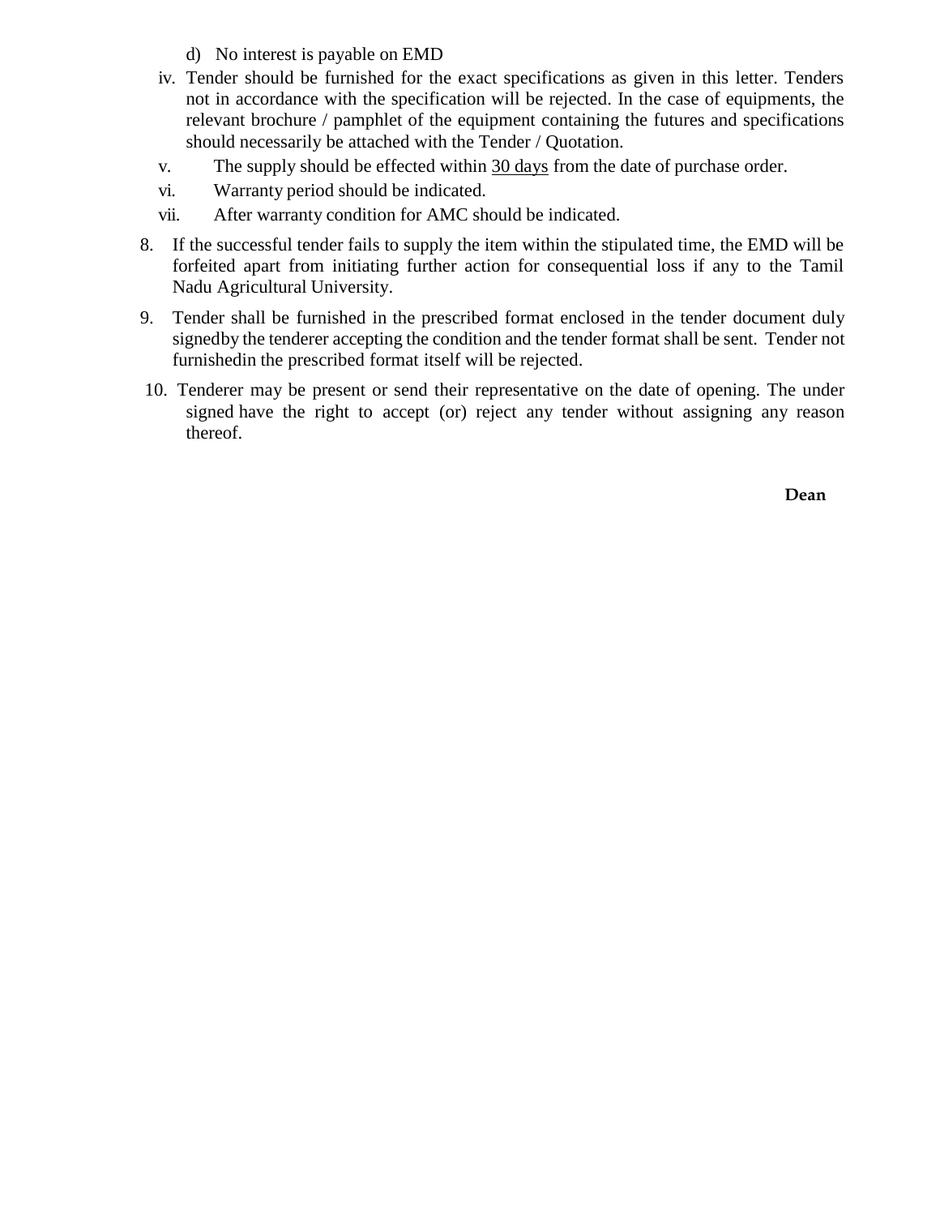d) No interest is payable on EMD

iv. Tender should be furnished for the exact specifications as given in this letter. Tenders not in accordance with the specification will be rejected. In the case of equipments, the relevant brochure / pamphlet of the equipment containing the futures and specifications should necessarily be attached with the Tender / Quotation.

v. The supply should be effected within 30 days from the date of purchase order.

vi. Warranty period should be indicated.

vii. After warranty condition for AMC should be indicated.

8. If the successful tender fails to supply the item within the stipulated time, the EMD will be forfeited apart from initiating further action for consequential loss if any to the Tamil Nadu Agricultural University.

9. Tender shall be furnished in the prescribed format enclosed in the tender document duly signedby the tenderer accepting the condition and the tender format shall be sent. Tender not furnishedin the prescribed format itself will be rejected.

10. Tenderer may be present or send their representative on the date of opening. The under signed have the right to accept (or) reject any tender without assigning any reason thereof.

**Dean**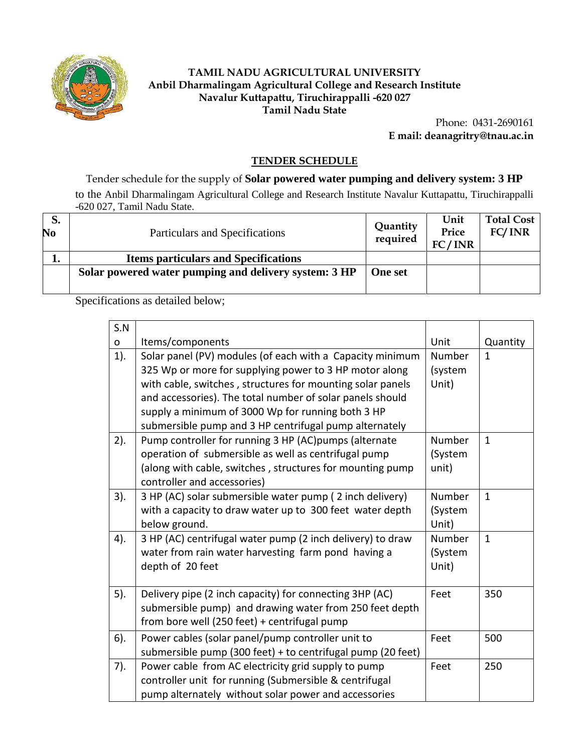**TAMIL NADU AGRICULTURAL UNIVERSITY**
**Anbil Dharmalingam Agricultural College and Research Institute**
**Navalur Kuttapattu, Tiruchirappalli -620 027**
**Tamil Nadu State**

Phone: 0431-2690161
**E mail: deanagritry@tnau.ac.in**

## TENDER SCHEDULE

Tender schedule for the supply of **Solar powered water pumping and delivery system: 3 HP** to the Anbil Dharmalingam Agricultural College and Research Institute Navalur Kuttapattu, Tiruchirappalli -620 027, Tamil Nadu State.

| S. No | Particulars and Specifications | Quantity required | Unit Price FC/INR | Total Cost FC/INR |
|---|---|---|---|---|
| **1.** | **Items particulars and Specifications** | | | |
| | **Solar powered water pumping and delivery system: 3 HP** | **One set** | | |

Specifications as detailed below;

| S.No | Items/components | Unit | Quantity |
|---|---|---|---|
| 1). | Solar panel (PV) modules (of each with a Capacity minimum 325 Wp or more for supplying power to 3 HP motor along with cable, switches , structures for mounting solar panels and accessories). The total number of solar panels should supply a minimum of 3000 Wp for running both 3 HP submersible pump and 3 HP centrifugal pump alternately | Number (system Unit) | 1 |
| 2). | Pump controller for running 3 HP (AC)pumps (alternate operation of submersible as well as centrifugal pump (along with cable, switches , structures for mounting pump controller and accessories) | Number (System unit) | 1 |
| 3). | 3 HP (AC) solar submersible water pump ( 2 inch delivery) with a capacity to draw water up to 300 feet water depth below ground. | Number (System Unit) | 1 |
| 4). | 3 HP (AC) centrifugal water pump (2 inch delivery) to draw water from rain water harvesting farm pond having a depth of 20 feet | Number (System Unit) | 1 |
| 5). | Delivery pipe (2 inch capacity) for connecting 3HP (AC) submersible pump) and drawing water from 250 feet depth from bore well (250 feet) + centrifugal pump | Feet | 350 |
| 6). | Power cables (solar panel/pump controller unit to submersible pump (300 feet) + to centrifugal pump (20 feet) | Feet | 500 |
| 7). | Power cable from AC electricity grid supply to pump controller unit for running (Submersible & centrifugal pump alternately without solar power and accessories | Feet | 250 |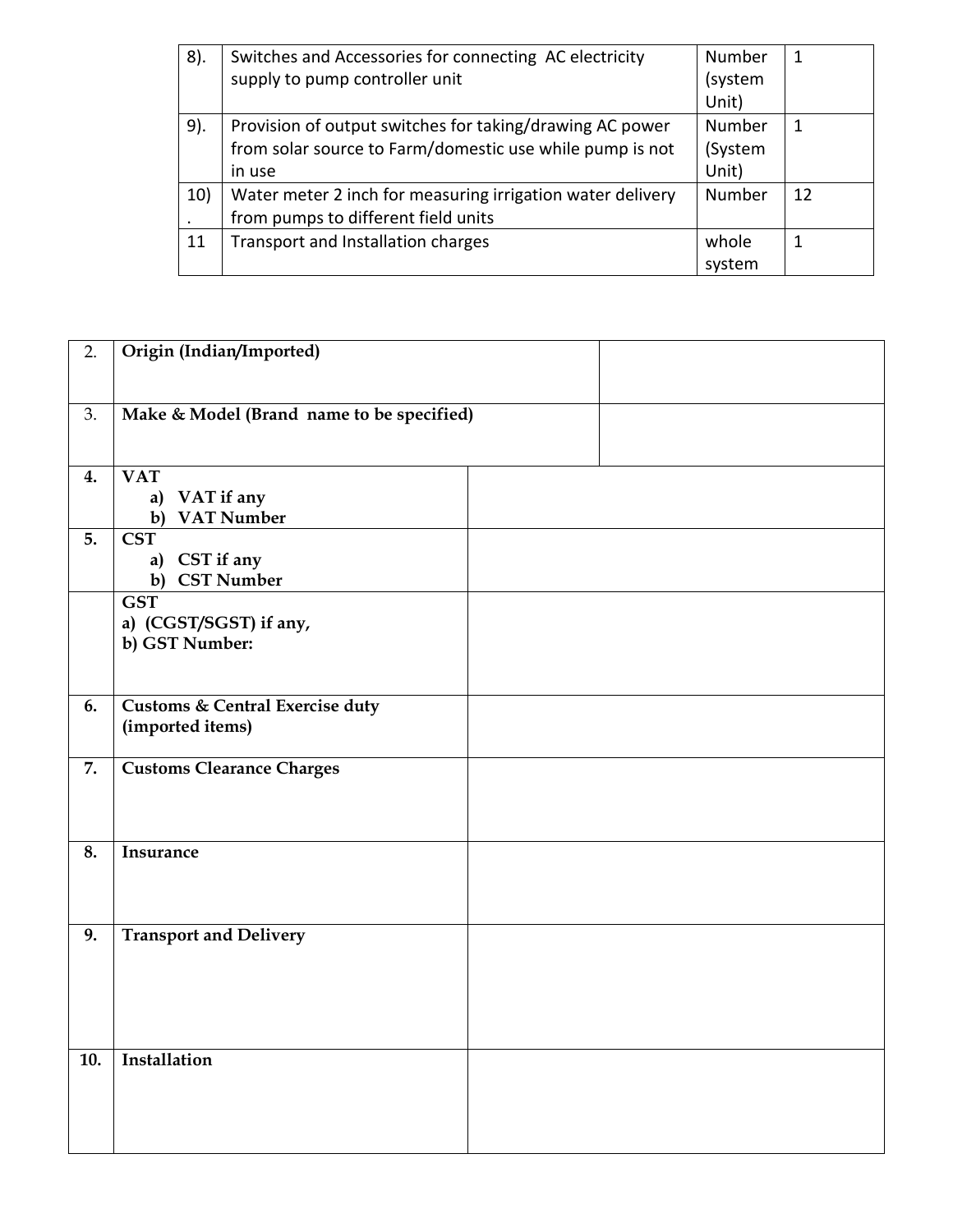| 8). | Switches and Accessories for connecting AC electricity supply to pump controller unit | Number (system Unit) | 1 |
|---|---|---|---|
| 9). | Provision of output switches for taking/drawing AC power from solar source to Farm/domestic use while pump is not in use | Number (System Unit) | 1 |
| 10). | Water meter 2 inch for measuring irrigation water delivery from pumps to different field units | Number | 12 |
| 11 | Transport and Installation charges | whole system | 1 |

| | | |
|---|---|---|
| 2. | **Origin (Indian/Imported)** | |
| 3. | **Make & Model (Brand name to be specified)** | |
| **4.** | **VAT**<br>a) **VAT if any**<br>b) **VAT Number** | |
| **5.** | **CST**<br>a) **CST if any**<br>b) **CST Number** | |
| | **GST**<br>**a) (CGST/SGST) if any,**<br>**b) GST Number:** | |
| **6.** | **Customs & Central Exercise duty (imported items)** | |
| **7.** | **Customs Clearance Charges** | |
| **8.** | **Insurance** | |
| **9.** | **Transport and Delivery** | |
| **10.** | **Installation** | |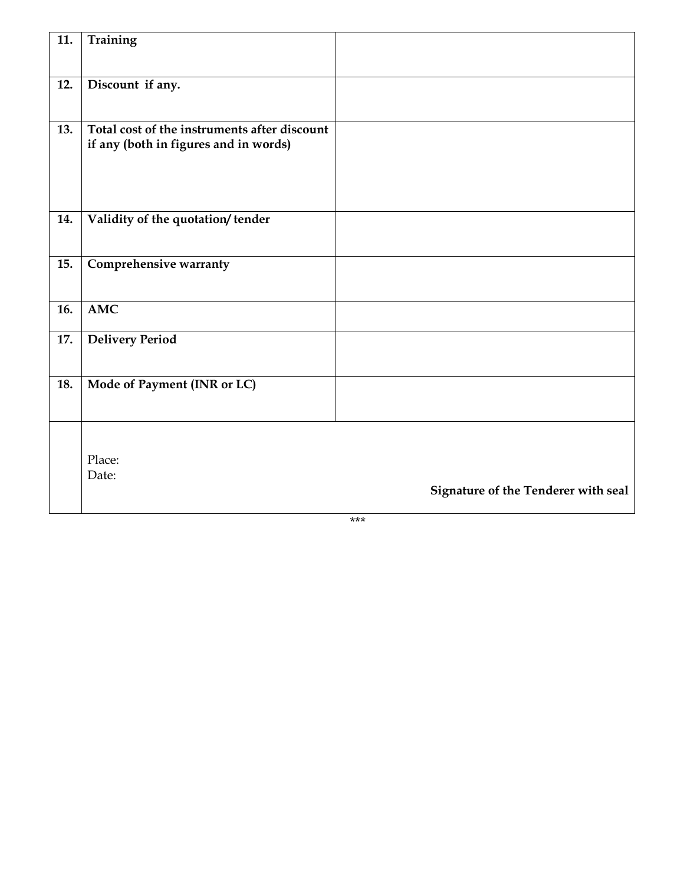| | | |
|---|---|---|
| **11.** | **Training** | |
| **12.** | **Discount if any.** | |
| **13.** | **Total cost of the instruments after discount if any (both in figures and in words)** | |
| **14.** | **Validity of the quotation/ tender** | |
| **15.** | **Comprehensive warranty** | |
| **16.** | **AMC** | |
| **17.** | **Delivery Period** | |
| **18.** | **Mode of Payment (INR or LC)** | |
| | Place:<br>Date:<br>**Signature of the Tenderer with seal** | |

***